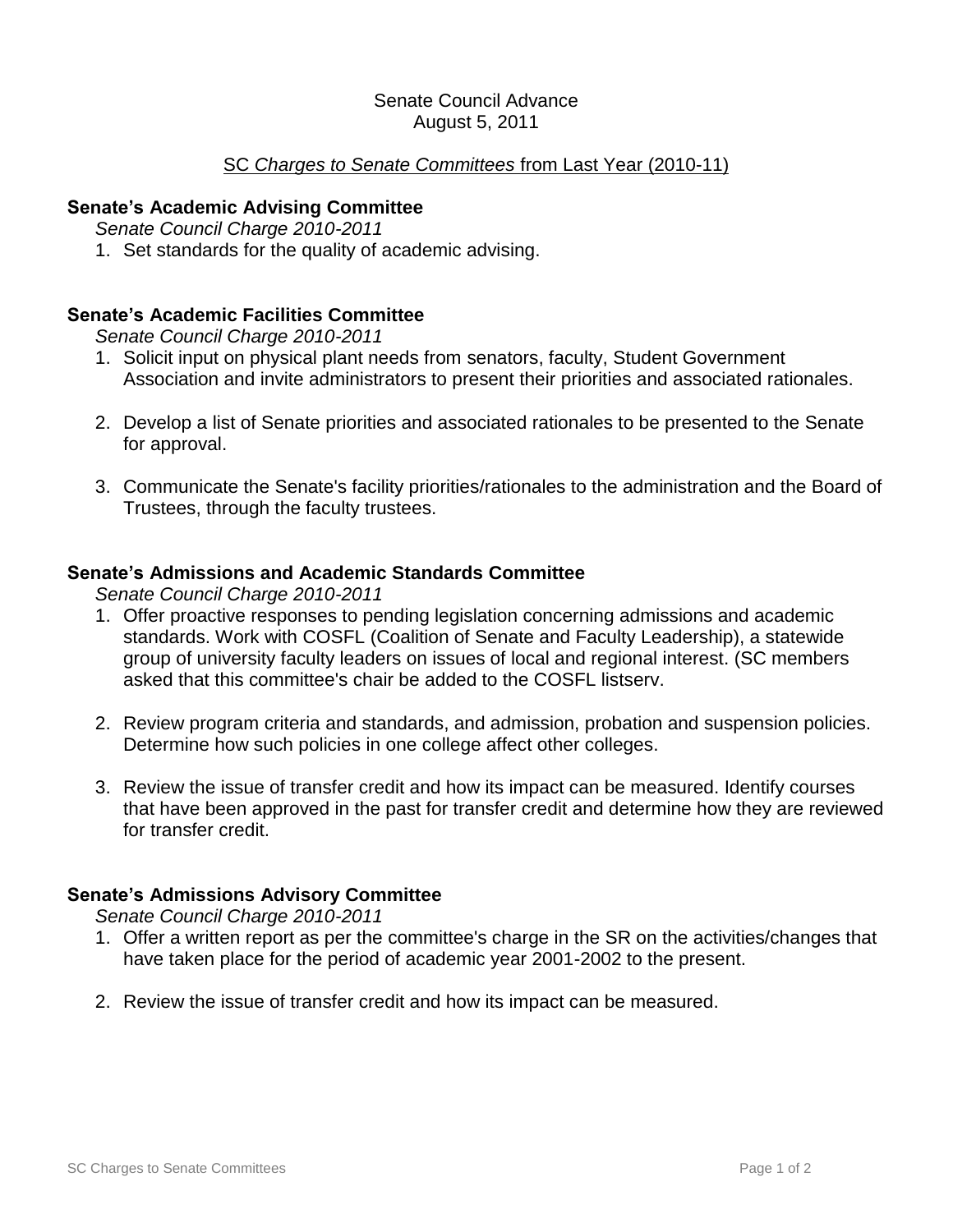Senate Council Advance
August 5, 2011

SC *Charges to Senate Committees* from Last Year (2010-11)

**Senate's Academic Advising Committee**

*Senate Council Charge 2010-2011*

1. Set standards for the quality of academic advising.

**Senate's Academic Facilities Committee**

*Senate Council Charge 2010-2011*

1. Solicit input on physical plant needs from senators, faculty, Student Government Association and invite administrators to present their priorities and associated rationales.

2. Develop a list of Senate priorities and associated rationales to be presented to the Senate for approval.

3. Communicate the Senate's facility priorities/rationales to the administration and the Board of Trustees, through the faculty trustees.

**Senate's Admissions and Academic Standards Committee**

*Senate Council Charge 2010-2011*

1. Offer proactive responses to pending legislation concerning admissions and academic standards. Work with COSFL (Coalition of Senate and Faculty Leadership), a statewide group of university faculty leaders on issues of local and regional interest. (SC members asked that this committee's chair be added to the COSFL listserv.

2. Review program criteria and standards, and admission, probation and suspension policies. Determine how such policies in one college affect other colleges.

3. Review the issue of transfer credit and how its impact can be measured. Identify courses that have been approved in the past for transfer credit and determine how they are reviewed for transfer credit.

**Senate's Admissions Advisory Committee**

*Senate Council Charge 2010-2011*

1. Offer a written report as per the committee's charge in the SR on the activities/changes that have taken place for the period of academic year 2001-2002 to the present.

2. Review the issue of transfer credit and how its impact can be measured.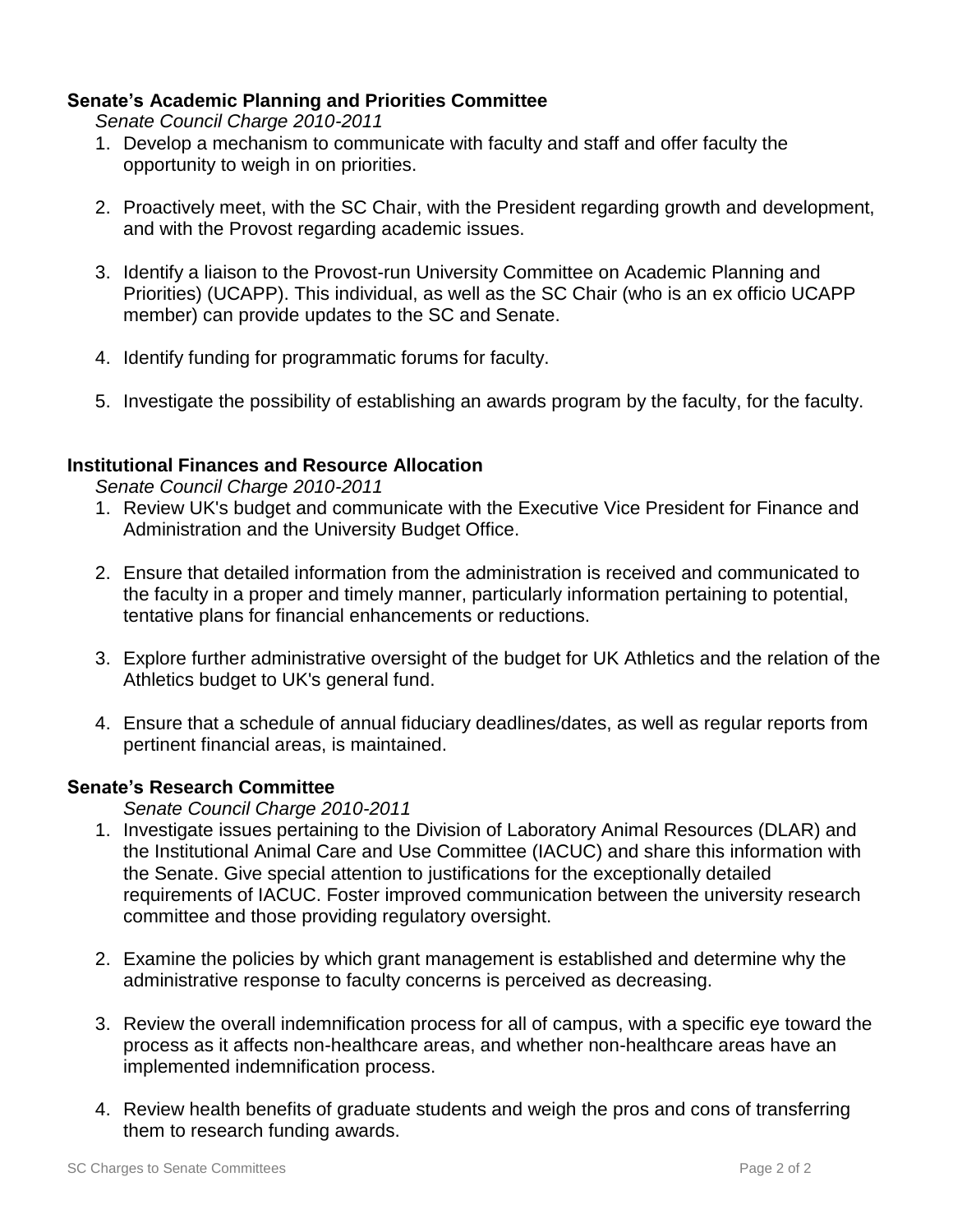**Senate's Academic Planning and Priorities Committee**

*Senate Council Charge 2010-2011*

1. Develop a mechanism to communicate with faculty and staff and offer faculty the opportunity to weigh in on priorities.

2. Proactively meet, with the SC Chair, with the President regarding growth and development, and with the Provost regarding academic issues.

3. Identify a liaison to the Provost-run University Committee on Academic Planning and Priorities) (UCAPP). This individual, as well as the SC Chair (who is an ex officio UCAPP member) can provide updates to the SC and Senate.

4. Identify funding for programmatic forums for faculty.

5. Investigate the possibility of establishing an awards program by the faculty, for the faculty.

**Institutional Finances and Resource Allocation**

*Senate Council Charge 2010-2011*

1. Review UK's budget and communicate with the Executive Vice President for Finance and Administration and the University Budget Office.

2. Ensure that detailed information from the administration is received and communicated to the faculty in a proper and timely manner, particularly information pertaining to potential, tentative plans for financial enhancements or reductions.

3. Explore further administrative oversight of the budget for UK Athletics and the relation of the Athletics budget to UK's general fund.

4. Ensure that a schedule of annual fiduciary deadlines/dates, as well as regular reports from pertinent financial areas, is maintained.

**Senate's Research Committee**

*Senate Council Charge 2010-2011*

1. Investigate issues pertaining to the Division of Laboratory Animal Resources (DLAR) and the Institutional Animal Care and Use Committee (IACUC) and share this information with the Senate. Give special attention to justifications for the exceptionally detailed requirements of IACUC. Foster improved communication between the university research committee and those providing regulatory oversight.

2. Examine the policies by which grant management is established and determine why the administrative response to faculty concerns is perceived as decreasing.

3. Review the overall indemnification process for all of campus, with a specific eye toward the process as it affects non-healthcare areas, and whether non-healthcare areas have an implemented indemnification process.

4. Review health benefits of graduate students and weigh the pros and cons of transferring them to research funding awards.